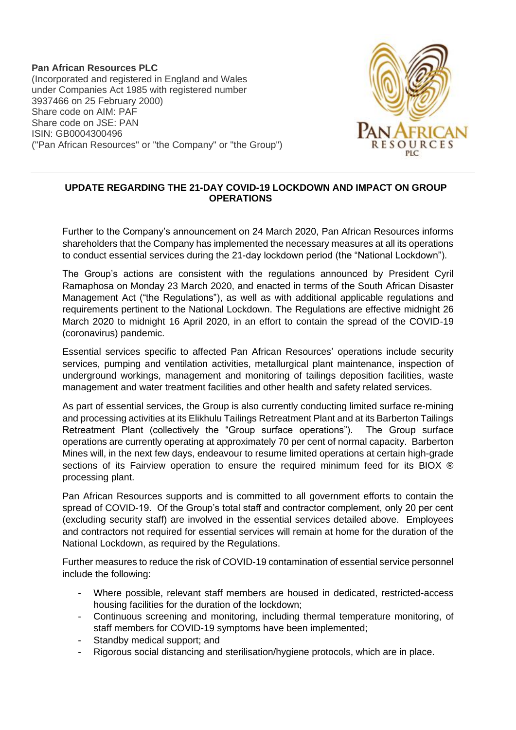**Pan African Resources PLC**
(Incorporated and registered in England and Wales under Companies Act 1985 with registered number 3937466 on 25 February 2000)
Share code on AIM: PAF
Share code on JSE: PAN
ISIN: GB0004300496
("Pan African Resources" or "the Company" or "the Group")

**UPDATE REGARDING THE 21-DAY COVID-19 LOCKDOWN AND IMPACT ON GROUP OPERATIONS**

Further to the Company's announcement on 24 March 2020, Pan African Resources informs shareholders that the Company has implemented the necessary measures at all its operations to conduct essential services during the 21-day lockdown period (the "National Lockdown").

The Group's actions are consistent with the regulations announced by President Cyril Ramaphosa on Monday 23 March 2020, and enacted in terms of the South African Disaster Management Act ("the Regulations"), as well as with additional applicable regulations and requirements pertinent to the National Lockdown. The Regulations are effective midnight 26 March 2020 to midnight 16 April 2020, in an effort to contain the spread of the COVID-19 (coronavirus) pandemic.

Essential services specific to affected Pan African Resources' operations include security services, pumping and ventilation activities, metallurgical plant maintenance, inspection of underground workings, management and monitoring of tailings deposition facilities, waste management and water treatment facilities and other health and safety related services.

As part of essential services, the Group is also currently conducting limited surface re-mining and processing activities at its Elikhulu Tailings Retreatment Plant and at its Barberton Tailings Retreatment Plant (collectively the "Group surface operations"). The Group surface operations are currently operating at approximately 70 per cent of normal capacity. Barberton Mines will, in the next few days, endeavour to resume limited operations at certain high-grade sections of its Fairview operation to ensure the required minimum feed for its BIOX ® processing plant.

Pan African Resources supports and is committed to all government efforts to contain the spread of COVID-19. Of the Group's total staff and contractor complement, only 20 per cent (excluding security staff) are involved in the essential services detailed above. Employees and contractors not required for essential services will remain at home for the duration of the National Lockdown, as required by the Regulations.

Further measures to reduce the risk of COVID-19 contamination of essential service personnel include the following:

- Where possible, relevant staff members are housed in dedicated, restricted-access housing facilities for the duration of the lockdown;
- Continuous screening and monitoring, including thermal temperature monitoring, of staff members for COVID-19 symptoms have been implemented;
- Standby medical support; and
- Rigorous social distancing and sterilisation/hygiene protocols, which are in place.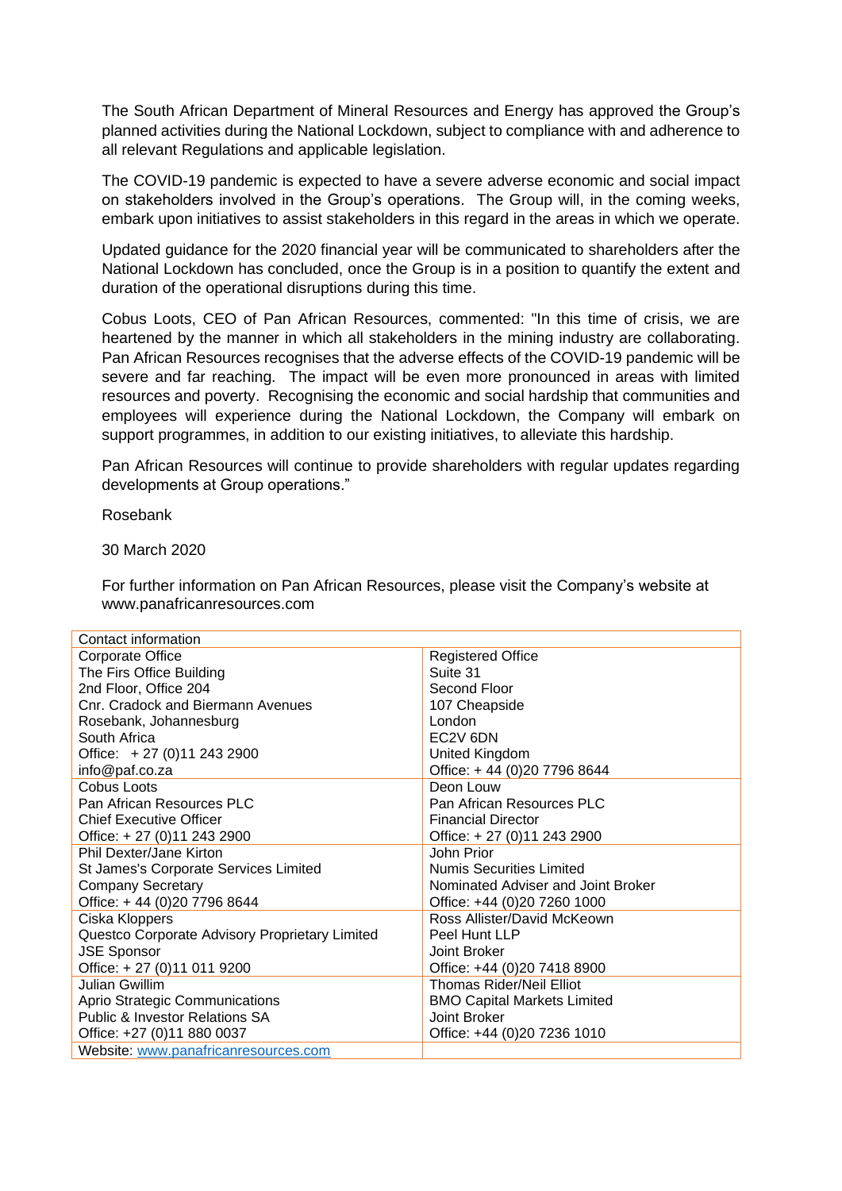The South African Department of Mineral Resources and Energy has approved the Group's planned activities during the National Lockdown, subject to compliance with and adherence to all relevant Regulations and applicable legislation.

The COVID-19 pandemic is expected to have a severe adverse economic and social impact on stakeholders involved in the Group's operations. The Group will, in the coming weeks, embark upon initiatives to assist stakeholders in this regard in the areas in which we operate.

Updated guidance for the 2020 financial year will be communicated to shareholders after the National Lockdown has concluded, once the Group is in a position to quantify the extent and duration of the operational disruptions during this time.

Cobus Loots, CEO of Pan African Resources, commented: "In this time of crisis, we are heartened by the manner in which all stakeholders in the mining industry are collaborating. Pan African Resources recognises that the adverse effects of the COVID-19 pandemic will be severe and far reaching. The impact will be even more pronounced in areas with limited resources and poverty. Recognising the economic and social hardship that communities and employees will experience during the National Lockdown, the Company will embark on support programmes, in addition to our existing initiatives, to alleviate this hardship.

Pan African Resources will continue to provide shareholders with regular updates regarding developments at Group operations."

Rosebank

30 March 2020

For further information on Pan African Resources, please visit the Company's website at www.panafricanresources.com

| Contact information | |
|---|---|
| Corporate Office<br>The Firs Office Building<br>2nd Floor, Office 204<br>Cnr. Cradock and Biermann Avenues<br>Rosebank, Johannesburg<br>South Africa<br>Office: + 27 (0)11 243 2900<br>info@paf.co.za | Registered Office<br>Suite 31<br>Second Floor<br>107 Cheapside<br>London<br>EC2V 6DN<br>United Kingdom<br>Office: + 44 (0)20 7796 8644 |
| Cobus Loots<br>Pan African Resources PLC<br>Chief Executive Officer<br>Office: + 27 (0)11 243 2900 | Deon Louw<br>Pan African Resources PLC<br>Financial Director<br>Office: + 27 (0)11 243 2900 |
| Phil Dexter/Jane Kirton<br>St James's Corporate Services Limited<br>Company Secretary<br>Office: + 44 (0)20 7796 8644 | John Prior<br>Numis Securities Limited<br>Nominated Adviser and Joint Broker<br>Office: +44 (0)20 7260 1000 |
| Ciska Kloppers<br>Questco Corporate Advisory Proprietary Limited<br>JSE Sponsor<br>Office: + 27 (0)11 011 9200 | Ross Allister/David McKeown<br>Peel Hunt LLP<br>Joint Broker<br>Office: +44 (0)20 7418 8900 |
| Julian Gwillim<br>Aprio Strategic Communications<br>Public & Investor Relations SA<br>Office: +27 (0)11 880 0037 | Thomas Rider/Neil Elliot<br>BMO Capital Markets Limited<br>Joint Broker<br>Office: +44 (0)20 7236 1010 |
| Website: www.panafricanresources.com | |